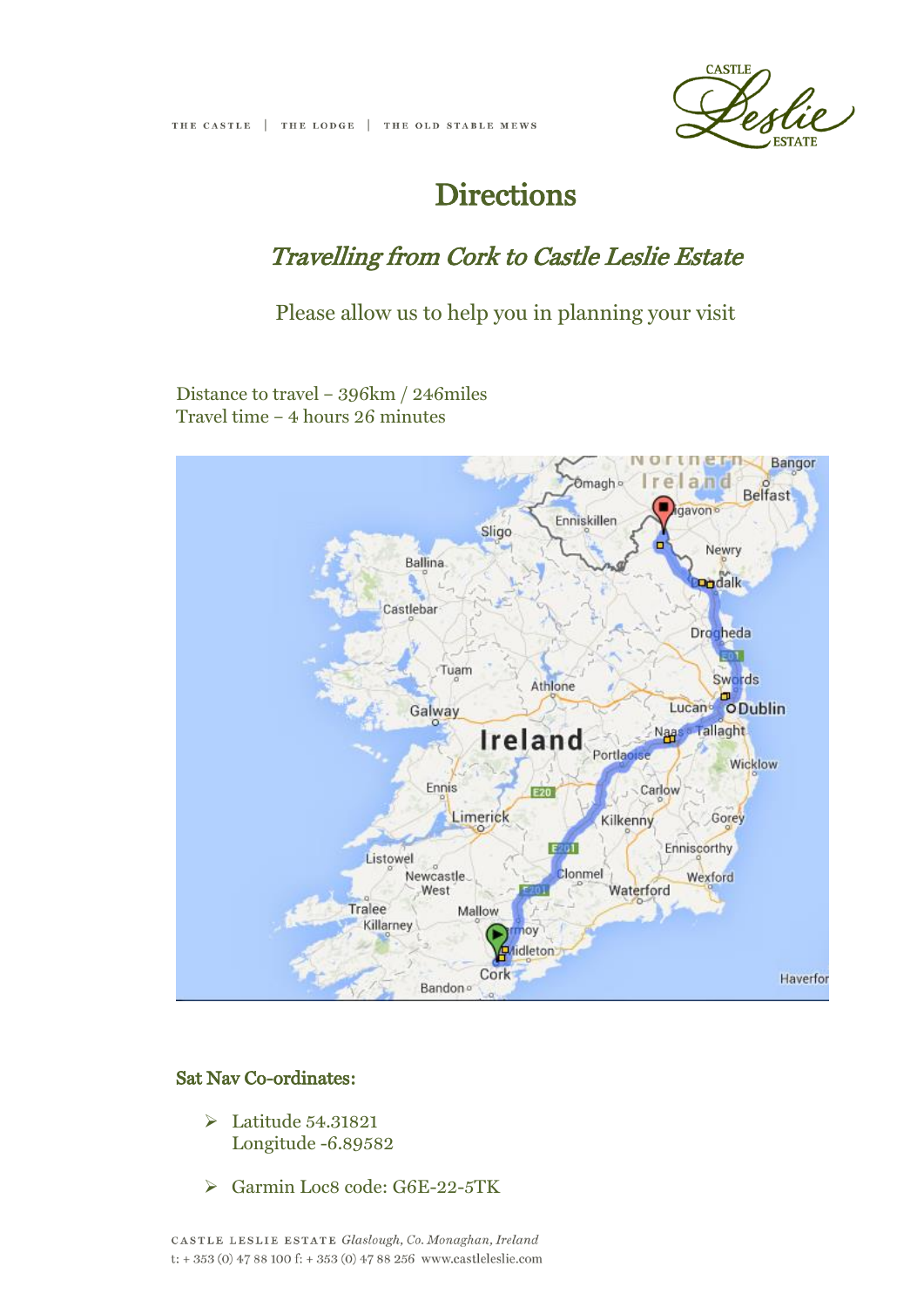THE CASTLE | THE LODGE | THE OLD STABLE MEWS

# Directions

## *Travelling from Cork to Castle Leslie Estate*

Please allow us to help you in planning your visit

Distance to travel – 396km / 246miles
Travel time – 4 hours 26 minutes

### Sat Nav Co-ordinates:

- Latitude 54.31821
  Longitude -6.89582
- Garmin Loc8 code: G6E-22-5TK

CASTLE LESLIE ESTATE *Glaslough, Co. Monaghan, Ireland*
t: + 353 (0) 47 88 100 f: + 353 (0) 47 88 256 www.castleleslie.com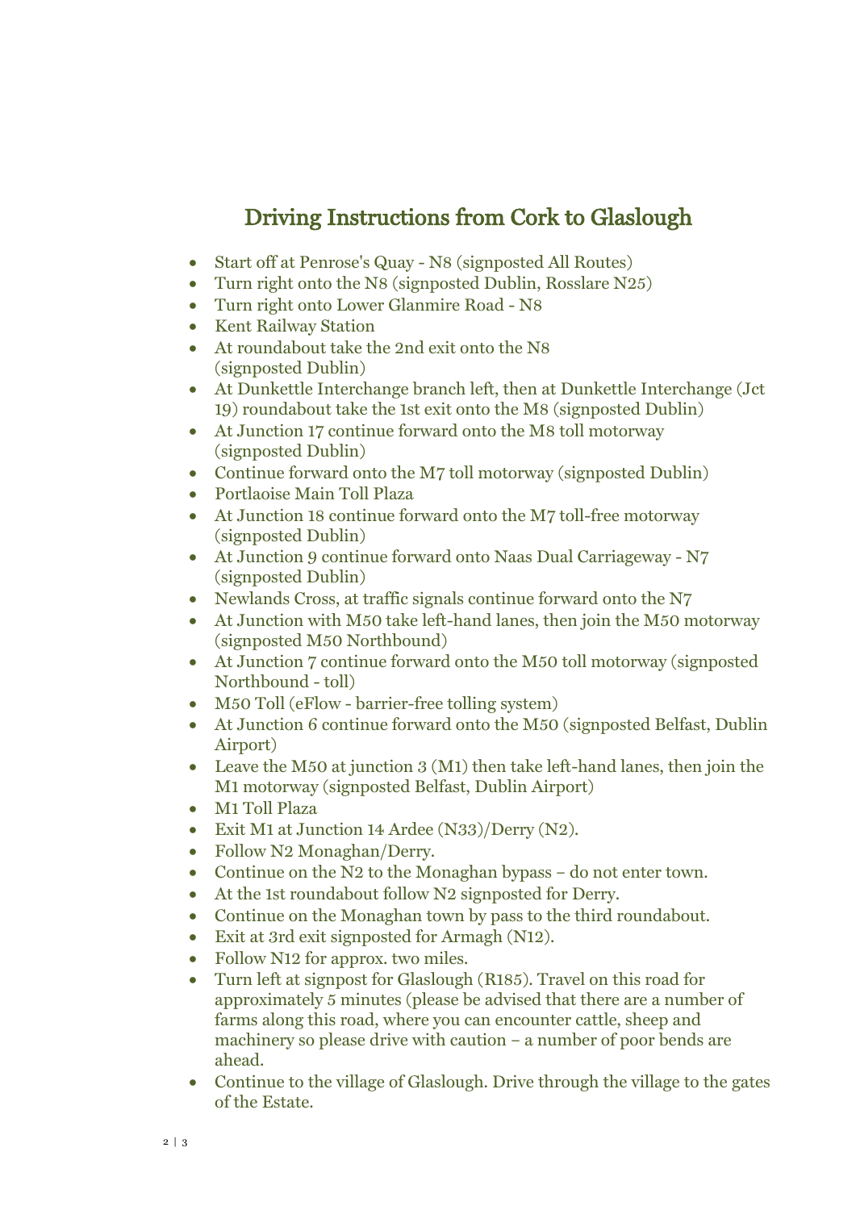# Driving Instructions from Cork to Glaslough

- Start off at Penrose's Quay - N8 (signposted All Routes)
- Turn right onto the N8 (signposted Dublin, Rosslare N25)
- Turn right onto Lower Glanmire Road - N8
- Kent Railway Station
- At roundabout take the 2nd exit onto the N8 (signposted Dublin)
- At Dunkettle Interchange branch left, then at Dunkettle Interchange (Jct 19) roundabout take the 1st exit onto the M8 (signposted Dublin)
- At Junction 17 continue forward onto the M8 toll motorway (signposted Dublin)
- Continue forward onto the M7 toll motorway (signposted Dublin)
- Portlaoise Main Toll Plaza
- At Junction 18 continue forward onto the M7 toll-free motorway (signposted Dublin)
- At Junction 9 continue forward onto Naas Dual Carriageway - N7 (signposted Dublin)
- Newlands Cross, at traffic signals continue forward onto the N7
- At Junction with M50 take left-hand lanes, then join the M50 motorway (signposted M50 Northbound)
- At Junction 7 continue forward onto the M50 toll motorway (signposted Northbound - toll)
- M50 Toll (eFlow - barrier-free tolling system)
- At Junction 6 continue forward onto the M50 (signposted Belfast, Dublin Airport)
- Leave the M50 at junction 3 (M1) then take left-hand lanes, then join the M1 motorway (signposted Belfast, Dublin Airport)
- M1 Toll Plaza
- Exit M1 at Junction 14 Ardee (N33)/Derry (N2).
- Follow N2 Monaghan/Derry.
- Continue on the N2 to the Monaghan bypass – do not enter town.
- At the 1st roundabout follow N2 signposted for Derry.
- Continue on the Monaghan town by pass to the third roundabout.
- Exit at 3rd exit signposted for Armagh (N12).
- Follow N12 for approx. two miles.
- Turn left at signpost for Glaslough (R185). Travel on this road for approximately 5 minutes (please be advised that there are a number of farms along this road, where you can encounter cattle, sheep and machinery so please drive with caution – a number of poor bends are ahead.
- Continue to the village of Glaslough. Drive through the village to the gates of the Estate.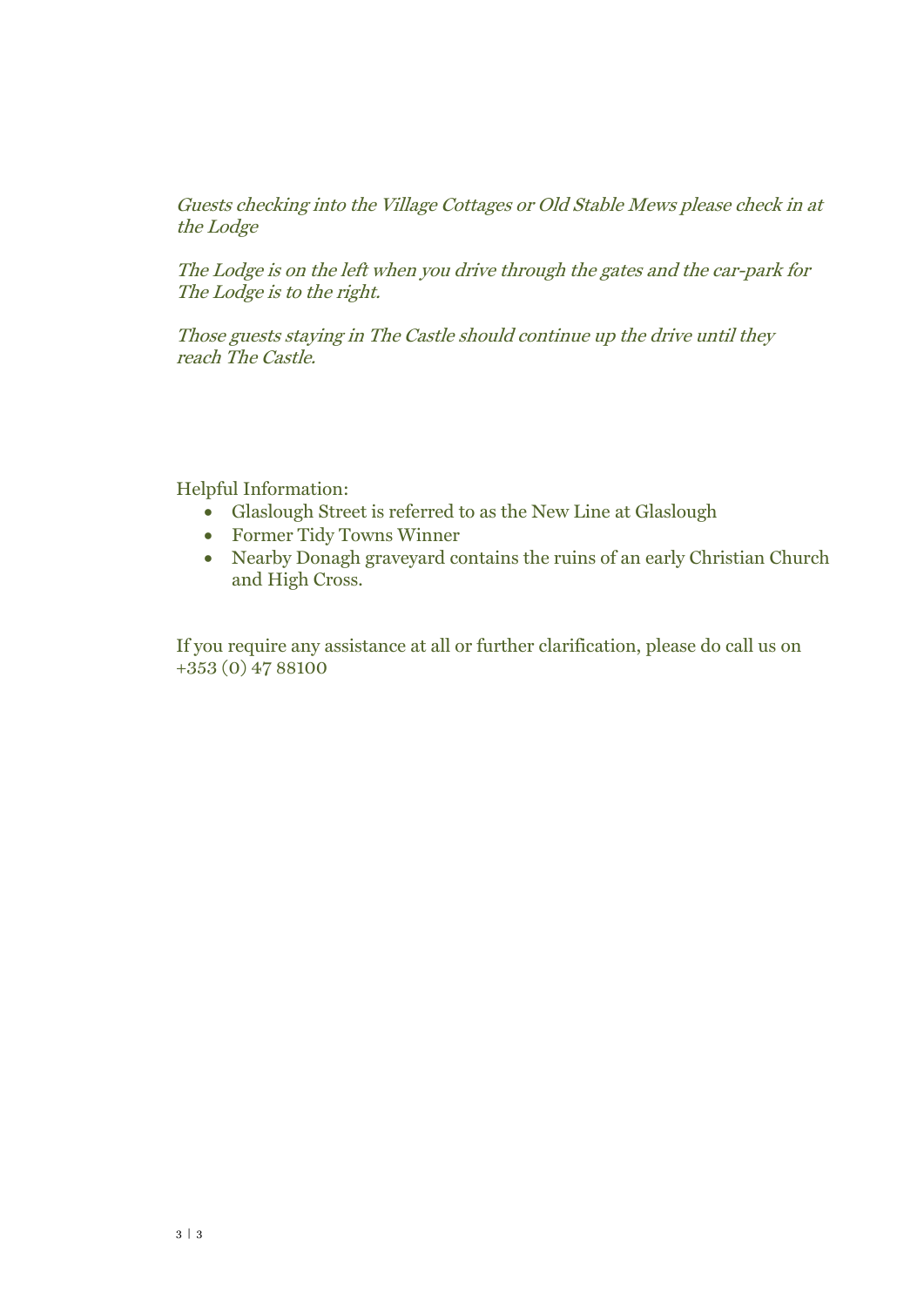*Guests checking into the Village Cottages or Old Stable Mews please check in at the Lodge*

*The Lodge is on the left when you drive through the gates and the car-park for The Lodge is to the right.*

*Those guests staying in The Castle should continue up the drive until they reach The Castle.*

Helpful Information:

- Glaslough Street is referred to as the New Line at Glaslough
- Former Tidy Towns Winner
- Nearby Donagh graveyard contains the ruins of an early Christian Church and High Cross.

If you require any assistance at all or further clarification, please do call us on +353 (0) 47 88100